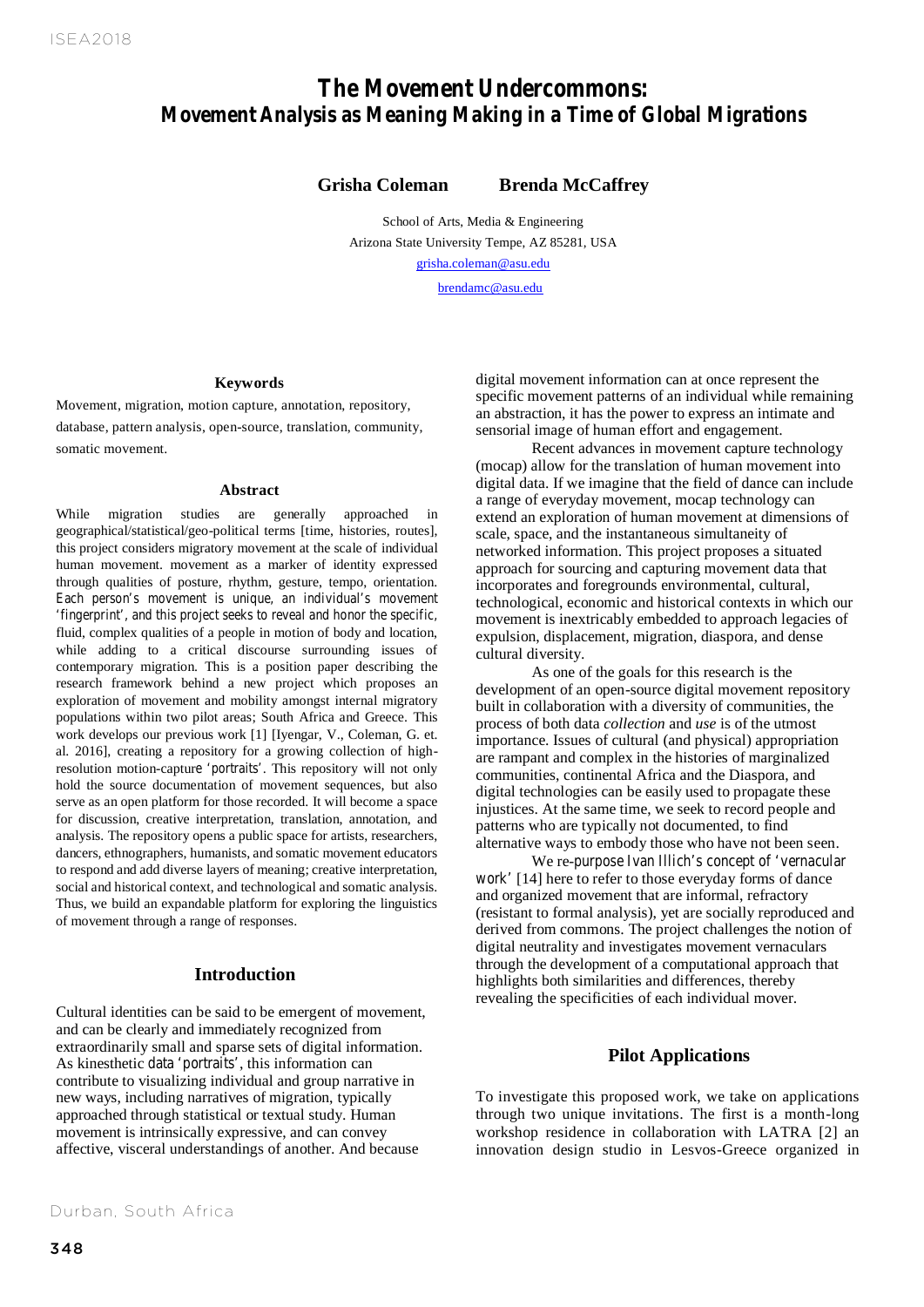# The Movement Undercommons:
## Movement Analysis as Meaning Making in a Time of Global Migrations

**Grisha Coleman** **Brenda McCaffrey**

School of Arts, Media & Engineering
Arizona State University Tempe, AZ 85281, USA
grisha.coleman@asu.edu
brendamc@asu.edu

### Keywords

Movement, migration, motion capture, annotation, repository, database, pattern analysis, open-source, translation, community, somatic movement.

### Abstract

While migration studies are generally approached in geographical/statistical/geo-political terms [time, histories, routes], this project considers migratory movement at the scale of individual human movement. movement as a marker of identity expressed through qualities of posture, rhythm, gesture, tempo, orientation. Each person's movement is unique, an individual's movement 'fingerprint', and this project seeks to reveal and honor the specific, fluid, complex qualities of a people in motion of body and location, while adding to a critical discourse surrounding issues of contemporary migration. This is a position paper describing the research framework behind a new project which proposes an exploration of movement and mobility amongst internal migratory populations within two pilot areas; South Africa and Greece. This work develops our previous work [1] [Iyengar, V., Coleman, G. et. al. 2016], creating a repository for a growing collection of high-resolution motion-capture 'portraits'. This repository will not only hold the source documentation of movement sequences, but also serve as an open platform for those recorded. It will become a space for discussion, creative interpretation, translation, annotation, and analysis. The repository opens a public space for artists, researchers, dancers, ethnographers, humanists, and somatic movement educators to respond and add diverse layers of meaning; creative interpretation, social and historical context, and technological and somatic analysis. Thus, we build an expandable platform for exploring the linguistics of movement through a range of responses.

## Introduction

Cultural identities can be said to be emergent of movement, and can be clearly and immediately recognized from extraordinarily small and sparse sets of digital information. As kinesthetic data 'portraits', this information can contribute to visualizing individual and group narrative in new ways, including narratives of migration, typically approached through statistical or textual study. Human movement is intrinsically expressive, and can convey affective, visceral understandings of another. And because digital movement information can at once represent the specific movement patterns of an individual while remaining an abstraction, it has the power to express an intimate and sensorial image of human effort and engagement.

Recent advances in movement capture technology (mocap) allow for the translation of human movement into digital data. If we imagine that the field of dance can include a range of everyday movement, mocap technology can extend an exploration of human movement at dimensions of scale, space, and the instantaneous simultaneity of networked information. This project proposes a situated approach for sourcing and capturing movement data that incorporates and foregrounds environmental, cultural, technological, economic and historical contexts in which our movement is inextricably embedded to approach legacies of expulsion, displacement, migration, diaspora, and dense cultural diversity.

As one of the goals for this research is the development of an open-source digital movement repository built in collaboration with a diversity of communities, the process of both data *collection* and *use* is of the utmost importance. Issues of cultural (and physical) appropriation are rampant and complex in the histories of marginalized communities, continental Africa and the Diaspora, and digital technologies can be easily used to propagate these injustices. At the same time, we seek to record people and patterns who are typically not documented, to find alternative ways to embody those who have not been seen.

We re-purpose Ivan Illich's concept of 'vernacular work' [14] here to refer to those everyday forms of dance and organized movement that are informal, refractory (resistant to formal analysis), yet are socially reproduced and derived from commons. The project challenges the notion of digital neutrality and investigates movement vernaculars through the development of a computational approach that highlights both similarities and differences, thereby revealing the specificities of each individual mover.

## Pilot Applications

To investigate this proposed work, we take on applications through two unique invitations. The first is a month-long workshop residence in collaboration with LATRA [2] an innovation design studio in Lesvos-Greece organized in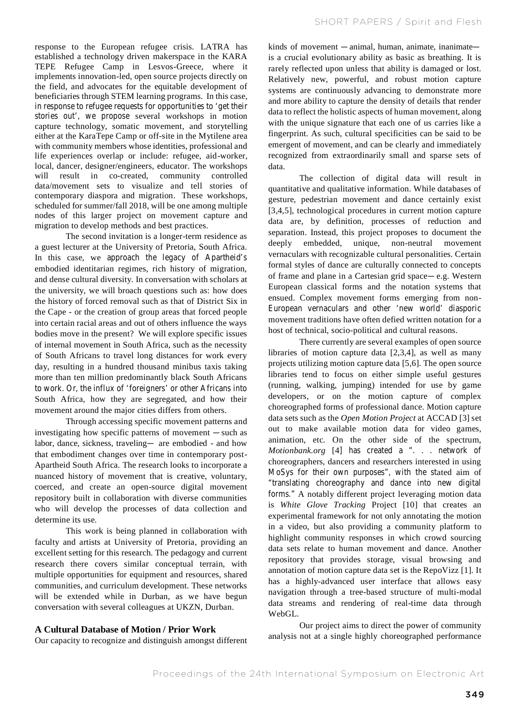response to the European refugee crisis. LATRA has established a technology driven makerspace in the KARA TEPE Refugee Camp in Lesvos-Greece, where it implements innovation-led, open source projects directly on the field, and advocates for the equitable development of beneficiaries through STEM learning programs. In this case, in response to refugee requests for opportunities to 'get their stories out', we propose several workshops in motion capture technology, somatic movement, and storytelling either at the KaraTepe Camp or off-site in the Mytilene area with community members whose identities, professional and life experiences overlap or include: refugee, aid-worker, local, dancer, designer/engineers, educator. The workshops will result in co-created, community controlled data/movement sets to visualize and tell stories of contemporary diaspora and migration. These workshops, scheduled for summer/fall 2018, will be one among multiple nodes of this larger project on movement capture and migration to develop methods and best practices.

The second invitation is a longer-term residence as a guest lecturer at the University of Pretoria, South Africa. In this case, we approach the legacy of Apartheid's embodied identitarian regimes, rich history of migration, and dense cultural diversity. In conversation with scholars at the university, we will broach questions such as: how does the history of forced removal such as that of District Six in the Cape - or the creation of group areas that forced people into certain racial areas and out of others influence the ways bodies move in the present? We will explore specific issues of internal movement in South Africa, such as the necessity of South Africans to travel long distances for work every day, resulting in a hundred thousand minibus taxis taking more than ten million predominantly black South Africans to work. Or, the influx of 'foreigners' or other Africans into South Africa, how they are segregated, and how their movement around the major cities differs from others.

Through accessing specific movement patterns and investigating how specific patterns of movement — such as labor, dance, sickness, traveling— are embodied - and how that embodiment changes over time in contemporary post-Apartheid South Africa. The research looks to incorporate a nuanced history of movement that is creative, voluntary, coerced, and create an open-source digital movement repository built in collaboration with diverse communities who will develop the processes of data collection and determine its use.

This work is being planned in collaboration with faculty and artists at University of Pretoria, providing an excellent setting for this research. The pedagogy and current research there covers similar conceptual terrain, with multiple opportunities for equipment and resources, shared communities, and curriculum development. These networks will be extended while in Durban, as we have begun conversation with several colleagues at UKZN, Durban.

## A Cultural Database of Motion / Prior Work

Our capacity to recognize and distinguish amongst different kinds of movement — animal, human, animate, inanimate— is a crucial evolutionary ability as basic as breathing. It is rarely reflected upon unless that ability is damaged or lost. Relatively new, powerful, and robust motion capture systems are continuously advancing to demonstrate more and more ability to capture the density of details that render data to reflect the holistic aspects of human movement, along with the unique signature that each one of us carries like a fingerprint. As such, cultural specificities can be said to be emergent of movement, and can be clearly and immediately recognized from extraordinarily small and sparse sets of data.

The collection of digital data will result in quantitative and qualitative information. While databases of gesture, pedestrian movement and dance certainly exist [3,4,5], technological procedures in current motion capture data are, by definition, processes of reduction and separation. Instead, this project proposes to document the deeply embedded, unique, non-neutral movement vernaculars with recognizable cultural personalities. Certain formal styles of dance are culturally connected to concepts of frame and plane in a Cartesian grid space— e.g. Western European classical forms and the notation systems that ensued. Complex movement forms emerging from non-European vernaculars and other 'new world' diasporic movement traditions have often defied written notation for a host of technical, socio-political and cultural reasons.

There currently are several examples of open source libraries of motion capture data [2,3,4], as well as many projects utilizing motion capture data [5,6]. The open source libraries tend to focus on either simple useful gestures (running, walking, jumping) intended for use by game developers, or on the motion capture of complex choreographed forms of professional dance. Motion capture data sets such as the *Open Motion Project* at ACCAD [3] set out to make available motion data for video games, animation, etc. On the other side of the spectrum, *Motionbank.org* [4] has created a ". . . network of choreographers, dancers and researchers interested in using MoSys for their own purposes", with the stated aim of "translating choreography and dance into new digital forms." A notably different project leveraging motion data is *White Glove Tracking* Project [10] that creates an experimental framework for not only annotating the motion in a video, but also providing a community platform to highlight community responses in which crowd sourcing data sets relate to human movement and dance. Another repository that provides storage, visual browsing and annotation of motion capture data set is the RepoVizz [1]. It has a highly-advanced user interface that allows easy navigation through a tree-based structure of multi-modal data streams and rendering of real-time data through WebGL.

Our project aims to direct the power of community analysis not at a single highly choreographed performance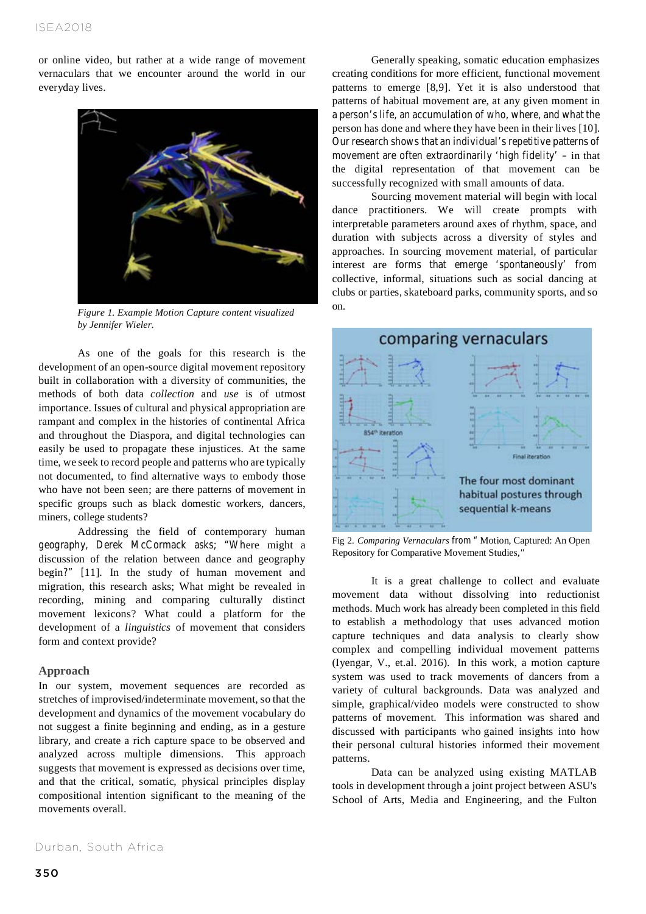or online video, but rather at a wide range of movement vernaculars that we encounter around the world in our everyday lives.

*Figure 1. Example Motion Capture content visualized by Jennifer Wieler.*

As one of the goals for this research is the development of an open-source digital movement repository built in collaboration with a diversity of communities, the methods of both data *collection* and *use* is of utmost importance. Issues of cultural and physical appropriation are rampant and complex in the histories of continental Africa and throughout the Diaspora, and digital technologies can easily be used to propagate these injustices. At the same time, we seek to record people and patterns who are typically not documented, to find alternative ways to embody those who have not been seen; are there patterns of movement in specific groups such as black domestic workers, dancers, miners, college students?

Addressing the field of contemporary human geography, Derek McCormack asks; "Where might a discussion of the relation between dance and geography begin?" [11]. In the study of human movement and migration, this research asks; What might be revealed in recording, mining and comparing culturally distinct movement lexicons? What could a platform for the development of a *linguistics* of movement that considers form and context provide?

### Approach

In our system, movement sequences are recorded as stretches of improvised/indeterminate movement, so that the development and dynamics of the movement vocabulary do not suggest a finite beginning and ending, as in a gesture library, and create a rich capture space to be observed and analyzed across multiple dimensions. This approach suggests that movement is expressed as decisions over time, and that the critical, somatic, physical principles display compositional intention significant to the meaning of the movements overall.

Generally speaking, somatic education emphasizes creating conditions for more efficient, functional movement patterns to emerge [8,9]. Yet it is also understood that patterns of habitual movement are, at any given moment in a person's life, an accumulation of who, where, and what the person has done and where they have been in their lives [10]. Our research shows that an individual's repetitive patterns of movement are often extraordinarily 'high fidelity' – in that the digital representation of that movement can be successfully recognized with small amounts of data.

Sourcing movement material will begin with local dance practitioners. We will create prompts with interpretable parameters around axes of rhythm, space, and duration with subjects across a diversity of styles and approaches. In sourcing movement material, of particular interest are forms that emerge 'spontaneously' from collective, informal, situations such as social dancing at clubs or parties, skateboard parks, community sports, and so on.

Fig 2. *Comparing Vernaculars* from " Motion, Captured: An Open Repository for Comparative Movement Studies,"

It is a great challenge to collect and evaluate movement data without dissolving into reductionist methods. Much work has already been completed in this field to establish a methodology that uses advanced motion capture techniques and data analysis to clearly show complex and compelling individual movement patterns (Iyengar, V., et.al. 2016). In this work, a motion capture system was used to track movements of dancers from a variety of cultural backgrounds. Data was analyzed and simple, graphical/video models were constructed to show patterns of movement. This information was shared and discussed with participants who gained insights into how their personal cultural histories informed their movement patterns.

Data can be analyzed using existing MATLAB tools in development through a joint project between ASU's School of Arts, Media and Engineering, and the Fulton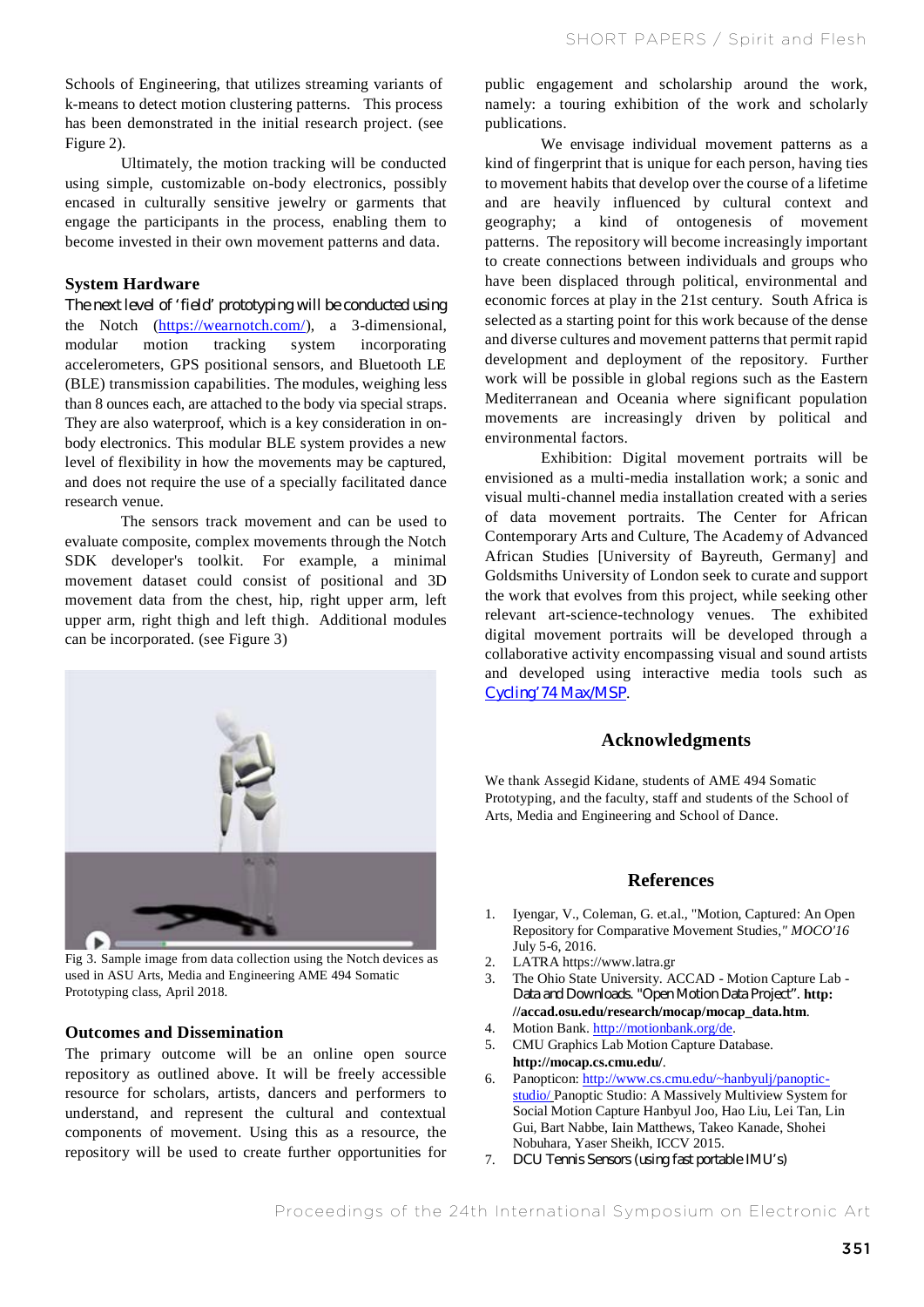Schools of Engineering, that utilizes streaming variants of k-means to detect motion clustering patterns. This process has been demonstrated in the initial research project. (see Figure 2).

Ultimately, the motion tracking will be conducted using simple, customizable on-body electronics, possibly encased in culturally sensitive jewelry or garments that engage the participants in the process, enabling them to become invested in their own movement patterns and data.

### System Hardware

The next level of 'field' prototyping will be conducted using the Notch (https://wearnotch.com/), a 3-dimensional, modular motion tracking system incorporating accelerometers, GPS positional sensors, and Bluetooth LE (BLE) transmission capabilities. The modules, weighing less than 8 ounces each, are attached to the body via special straps. They are also waterproof, which is a key consideration in on-body electronics. This modular BLE system provides a new level of flexibility in how the movements may be captured, and does not require the use of a specially facilitated dance research venue.

The sensors track movement and can be used to evaluate composite, complex movements through the Notch SDK developer's toolkit. For example, a minimal movement dataset could consist of positional and 3D movement data from the chest, hip, right upper arm, left upper arm, right thigh and left thigh. Additional modules can be incorporated. (see Figure 3)

Fig 3. Sample image from data collection using the Notch devices as used in ASU Arts, Media and Engineering AME 494 Somatic Prototyping class, April 2018.

### Outcomes and Dissemination

The primary outcome will be an online open source repository as outlined above. It will be freely accessible resource for scholars, artists, dancers and performers to understand, and represent the cultural and contextual components of movement. Using this as a resource, the repository will be used to create further opportunities for public engagement and scholarship around the work, namely: a touring exhibition of the work and scholarly publications.

We envisage individual movement patterns as a kind of fingerprint that is unique for each person, having ties to movement habits that develop over the course of a lifetime and are heavily influenced by cultural context and geography; a kind of ontogenesis of movement patterns. The repository will become increasingly important to create connections between individuals and groups who have been displaced through political, environmental and economic forces at play in the 21st century. South Africa is selected as a starting point for this work because of the dense and diverse cultures and movement patterns that permit rapid development and deployment of the repository. Further work will be possible in global regions such as the Eastern Mediterranean and Oceania where significant population movements are increasingly driven by political and environmental factors.

Exhibition: Digital movement portraits will be envisioned as a multi-media installation work; a sonic and visual multi-channel media installation created with a series of data movement portraits. The Center for African Contemporary Arts and Culture, The Academy of Advanced African Studies [University of Bayreuth, Germany] and Goldsmiths University of London seek to curate and support the work that evolves from this project, while seeking other relevant art-science-technology venues. The exhibited digital movement portraits will be developed through a collaborative activity encompassing visual and sound artists and developed using interactive media tools such as Cycling'74 Max/MSP.

## Acknowledgments

We thank Assegid Kidane, students of AME 494 Somatic Prototyping, and the faculty, staff and students of the School of Arts, Media and Engineering and School of Dance.

## References

1. Iyengar, V., Coleman, G. et.al., "Motion, Captured: An Open Repository for Comparative Movement Studies," *MOCO'16* July 5-6, 2016.
2. LATRA https://www.latra.gr
3. The Ohio State University. ACCAD - Motion Capture Lab - Data and Downloads. "Open Motion Data Project". **http://accad.osu.edu/research/mocap/mocap_data.htm**.
4. Motion Bank. http://motionbank.org/de.
5. CMU Graphics Lab Motion Capture Database. **http://mocap.cs.cmu.edu/**.
6. Panopticon: http://www.cs.cmu.edu/~hanbyulj/panoptic-studio/ Panoptic Studio: A Massively Multiview System for Social Motion Capture Hanbyul Joo, Hao Liu, Lei Tan, Lin Gui, Bart Nabbe, Iain Matthews, Takeo Kanade, Shohei Nobuhara, Yaser Sheikh, ICCV 2015.
7. DCU Tennis Sensors (using fast portable IMU's)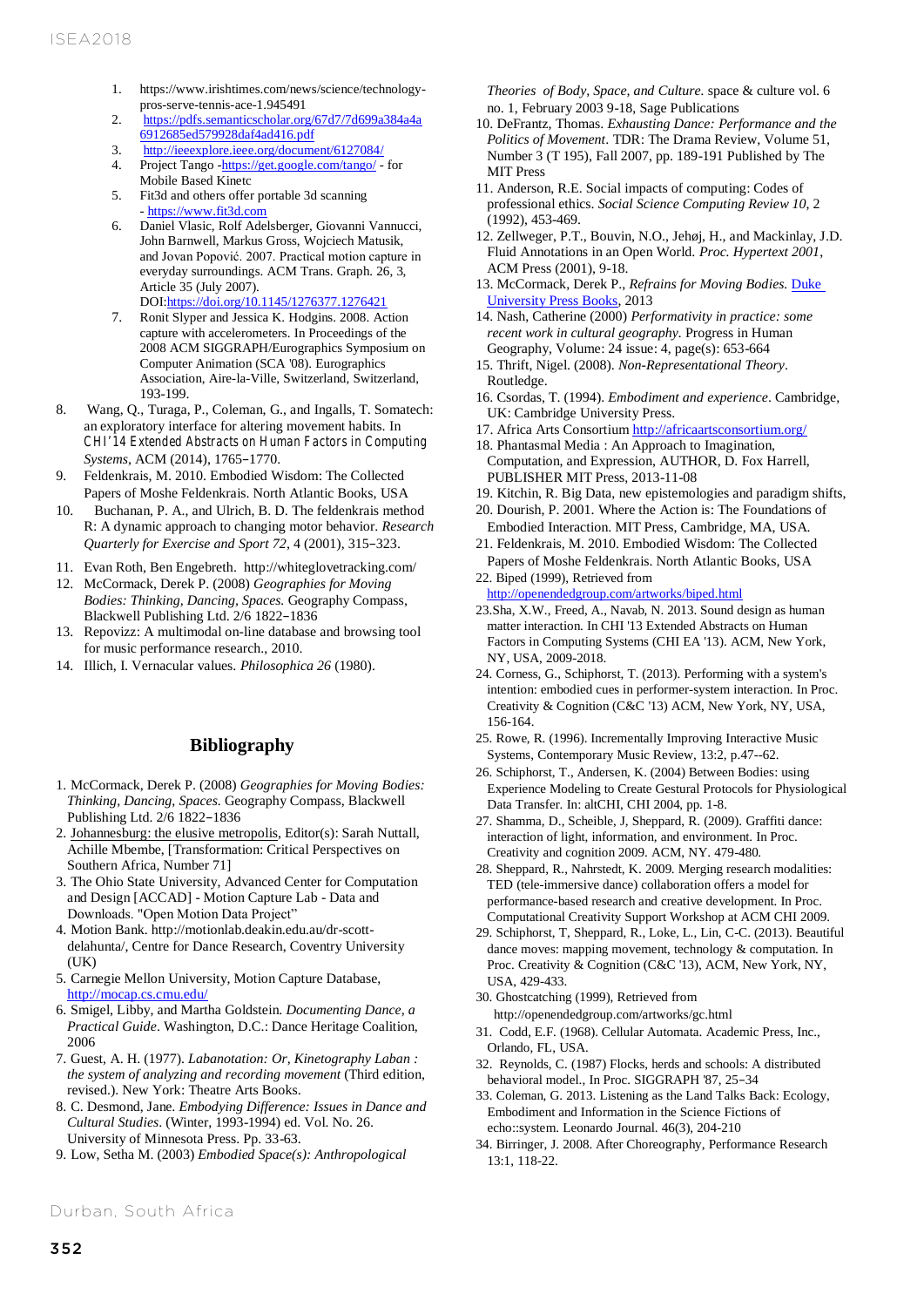1. https://www.irishtimes.com/news/science/technology-pros-serve-tennis-ace-1.945491
2. https://pdfs.semanticscholar.org/67d7/7d699a384a4a6912685ed579928daf4ad416.pdf
3. http://ieeexplore.ieee.org/document/6127084/
4. Project Tango -https://get.google.com/tango/ - for Mobile Based Kinetc
5. Fit3d and others offer portable 3d scanning - https://www.fit3d.com
6. Daniel Vlasic, Rolf Adelsberger, Giovanni Vannucci, John Barnwell, Markus Gross, Wojciech Matusik, and Jovan Popović. 2007. Practical motion capture in everyday surroundings. ACM Trans. Graph. 26, 3, Article 35 (July 2007). DOI:https://doi.org/10.1145/1276377.1276421
7. Ronit Slyper and Jessica K. Hodgins. 2008. Action capture with accelerometers. In Proceedings of the 2008 ACM SIGGRAPH/Eurographics Symposium on Computer Animation (SCA '08). Eurographics Association, Aire-la-Ville, Switzerland, Switzerland, 193-199.
8. Wang, Q., Turaga, P., Coleman, G., and Ingalls, T. Somatech: an exploratory interface for altering movement habits. In *CHI'14 Extended Abstracts on Human Factors in Computing Systems*, ACM (2014), 1765–1770.
9. Feldenkrais, M. 2010. Embodied Wisdom: The Collected Papers of Moshe Feldenkrais. North Atlantic Books, USA
10. Buchanan, P. A., and Ulrich, B. D. The feldenkrais method R: A dynamic approach to changing motor behavior. *Research Quarterly for Exercise and Sport 72*, 4 (2001), 315–323.
11. Evan Roth, Ben Engebreth. http://whiteglovetracking.com/
12. McCormack, Derek P. (2008) *Geographies for Moving Bodies: Thinking, Dancing, Spaces.* Geography Compass, Blackwell Publishing Ltd. 2/6 1822–1836
13. Repovizz: A multimodal on-line database and browsing tool for music performance research., 2010.
14. Illich, I. Vernacular values. *Philosophica 26* (1980).

## Bibliography

1. McCormack, Derek P. (2008) *Geographies for Moving Bodies: Thinking, Dancing, Spaces.* Geography Compass, Blackwell Publishing Ltd. 2/6 1822–1836
2. Johannesburg: the elusive metropolis, Editor(s): Sarah Nuttall, Achille Mbembe, [Transformation: Critical Perspectives on Southern Africa, Number 71]
3. The Ohio State University, Advanced Center for Computation and Design [ACCAD] - Motion Capture Lab - Data and Downloads. "Open Motion Data Project"
4. Motion Bank. http://motionlab.deakin.edu.au/dr-scott-delahunta/, Centre for Dance Research, Coventry University (UK)
5. Carnegie Mellon University, Motion Capture Database, http://mocap.cs.cmu.edu/
6. Smigel, Libby, and Martha Goldstein. *Documenting Dance, a Practical Guide*. Washington, D.C.: Dance Heritage Coalition, 2006
7. Guest, A. H. (1977). *Labanotation: Or, Kinetography Laban : the system of analyzing and recording movement* (Third edition, revised.). New York: Theatre Arts Books.
8. C. Desmond, Jane. *Embodying Difference: Issues in Dance and Cultural Studies*. (Winter, 1993-1994) ed. Vol. No. 26. University of Minnesota Press. Pp. 33-63.
9. Low, Setha M. (2003) *Embodied Space(s): Anthropological Theories of Body, Space, and Culture*. space & culture vol. 6 no. 1, February 2003 9-18, Sage Publications
10. DeFrantz, Thomas. *Exhausting Dance: Performance and the Politics of Movement*. TDR: The Drama Review, Volume 51, Number 3 (T 195), Fall 2007, pp. 189-191 Published by The MIT Press
11. Anderson, R.E. Social impacts of computing: Codes of professional ethics. *Social Science Computing Review 10*, 2 (1992), 453-469.
12. Zellweger, P.T., Bouvin, N.O., Jehøj, H., and Mackinlay, J.D. Fluid Annotations in an Open World. *Proc. Hypertext 2001*, ACM Press (2001), 9-18.
13. McCormack, Derek P., *Refrains for Moving Bodies.* Duke University Press Books, 2013
14. Nash, Catherine (2000) *Performativity in practice: some recent work in cultural geography*. Progress in Human Geography, Volume: 24 issue: 4, page(s): 653-664
15. Thrift, Nigel. (2008). *Non-Representational Theory*. Routledge.
16. Csordas, T. (1994). *Embodiment and experience*. Cambridge, UK: Cambridge University Press.
17. Africa Arts Consortium http://africaartsconsortium.org/
18. Phantasmal Media : An Approach to Imagination, Computation, and Expression, AUTHOR, D. Fox Harrell, PUBLISHER MIT Press, 2013-11-08
19. Kitchin, R. Big Data, new epistemologies and paradigm shifts,
20. Dourish, P. 2001. Where the Action is: The Foundations of Embodied Interaction. MIT Press, Cambridge, MA, USA.
21. Feldenkrais, M. 2010. Embodied Wisdom: The Collected Papers of Moshe Feldenkrais. North Atlantic Books, USA
22. Biped (1999), Retrieved from http://openendedgroup.com/artworks/biped.html
23. Sha, X.W., Freed, A., Navab, N. 2013. Sound design as human matter interaction. In CHI '13 Extended Abstracts on Human Factors in Computing Systems (CHI EA '13). ACM, New York, NY, USA, 2009-2018.
24. Corness, G., Schiphorst, T. (2013). Performing with a system's intention: embodied cues in performer-system interaction. In Proc. Creativity & Cognition (C&C '13) ACM, New York, NY, USA, 156-164.
25. Rowe, R. (1996). Incrementally Improving Interactive Music Systems, Contemporary Music Review, 13:2, p.47--62.
26. Schiphorst, T., Andersen, K. (2004) Between Bodies: using Experience Modeling to Create Gestural Protocols for Physiological Data Transfer. In: altCHI, CHI 2004, pp. 1-8.
27. Shamma, D., Scheible, J, Sheppard, R. (2009). Graffiti dance: interaction of light, information, and environment. In Proc. Creativity and cognition 2009. ACM, NY. 479-480.
28. Sheppard, R., Nahrstedt, K. 2009. Merging research modalities: TED (tele-immersive dance) collaboration offers a model for performance-based research and creative development. In Proc. Computational Creativity Support Workshop at ACM CHI 2009.
29. Schiphorst, T, Sheppard, R., Loke, L., Lin, C-C. (2013). Beautiful dance moves: mapping movement, technology & computation. In Proc. Creativity & Cognition (C&C '13), ACM, New York, NY, USA, 429-433.
30. Ghostcatching (1999), Retrieved from http://openendedgroup.com/artworks/gc.html
31. Codd, E.F. (1968). Cellular Automata. Academic Press, Inc., Orlando, FL, USA.
32. Reynolds, C. (1987) Flocks, herds and schools: A distributed behavioral model., In Proc. SIGGRAPH '87, 25–34
33. Coleman, G. 2013. Listening as the Land Talks Back: Ecology, Embodiment and Information in the Science Fictions of echo::system. Leonardo Journal. 46(3), 204-210
34. Birringer, J. 2008. After Choreography, Performance Research 13:1, 118-22.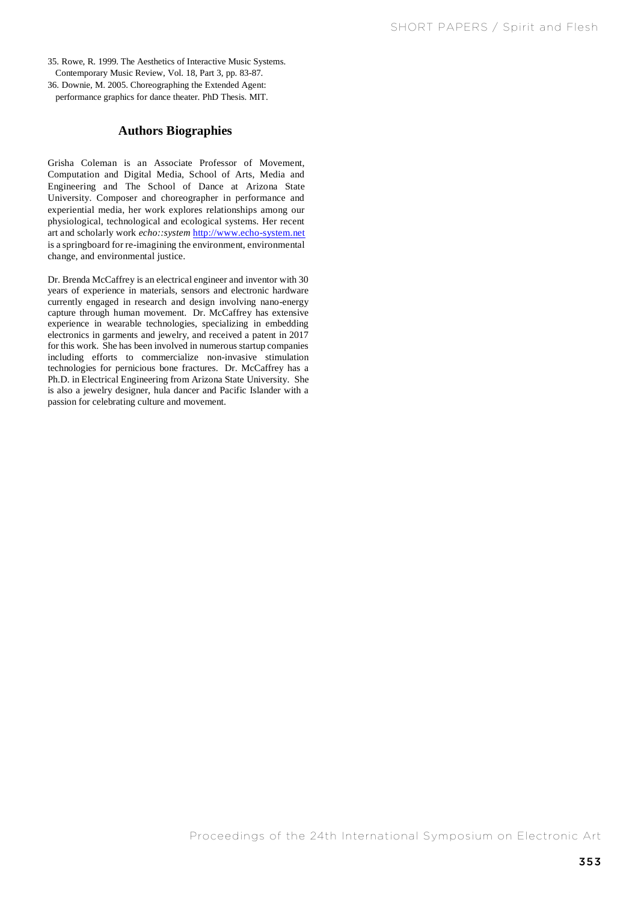35. Rowe, R. 1999. The Aesthetics of Interactive Music Systems. Contemporary Music Review, Vol. 18, Part 3, pp. 83-87.

36. Downie, M. 2005. Choreographing the Extended Agent: performance graphics for dance theater. PhD Thesis. MIT.

## Authors Biographies

Grisha Coleman is an Associate Professor of Movement, Computation and Digital Media, School of Arts, Media and Engineering and The School of Dance at Arizona State University. Composer and choreographer in performance and experiential media, her work explores relationships among our physiological, technological and ecological systems. Her recent art and scholarly work *echo::system* http://www.echo-system.net is a springboard for re-imagining the environment, environmental change, and environmental justice.

Dr. Brenda McCaffrey is an electrical engineer and inventor with 30 years of experience in materials, sensors and electronic hardware currently engaged in research and design involving nano-energy capture through human movement. Dr. McCaffrey has extensive experience in wearable technologies, specializing in embedding electronics in garments and jewelry, and received a patent in 2017 for this work. She has been involved in numerous startup companies including efforts to commercialize non-invasive stimulation technologies for pernicious bone fractures. Dr. McCaffrey has a Ph.D. in Electrical Engineering from Arizona State University. She is also a jewelry designer, hula dancer and Pacific Islander with a passion for celebrating culture and movement.